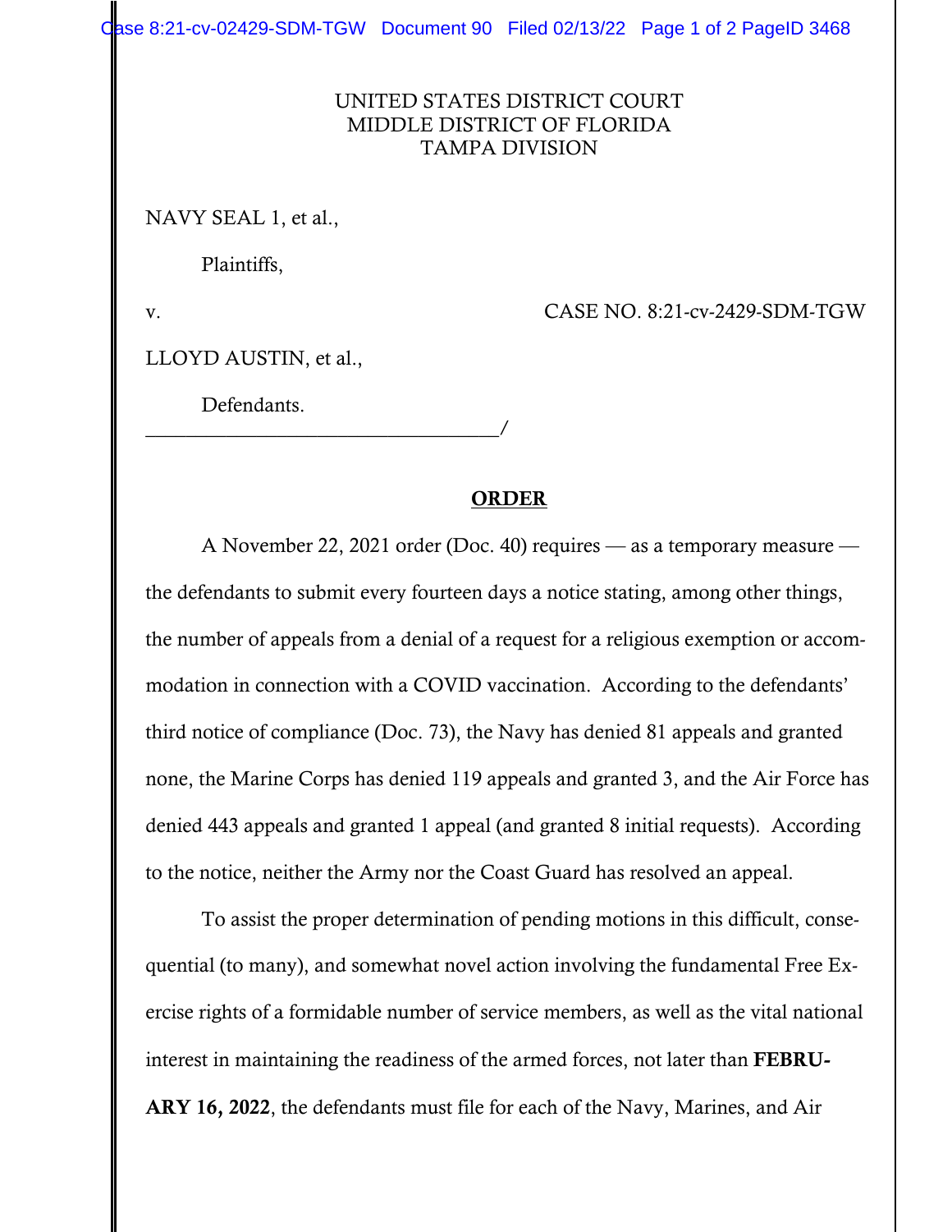UNITED STATES DISTRICT COURT
MIDDLE DISTRICT OF FLORIDA
TAMPA DIVISION

NAVY SEAL 1, et al.,

Plaintiffs,

v. CASE NO. 8:21-cv-2429-SDM-TGW

LLOYD AUSTIN, et al.,

Defendants.
___________________________________/

**ORDER**

A November 22, 2021 order (Doc. 40) requires — as a temporary measure — the defendants to submit every fourteen days a notice stating, among other things, the number of appeals from a denial of a request for a religious exemption or accommodation in connection with a COVID vaccination. According to the defendants' third notice of compliance (Doc. 73), the Navy has denied 81 appeals and granted none, the Marine Corps has denied 119 appeals and granted 3, and the Air Force has denied 443 appeals and granted 1 appeal (and granted 8 initial requests). According to the notice, neither the Army nor the Coast Guard has resolved an appeal.

To assist the proper determination of pending motions in this difficult, consequential (to many), and somewhat novel action involving the fundamental Free Exercise rights of a formidable number of service members, as well as the vital national interest in maintaining the readiness of the armed forces, not later than **FEBRUARY 16, 2022**, the defendants must file for each of the Navy, Marines, and Air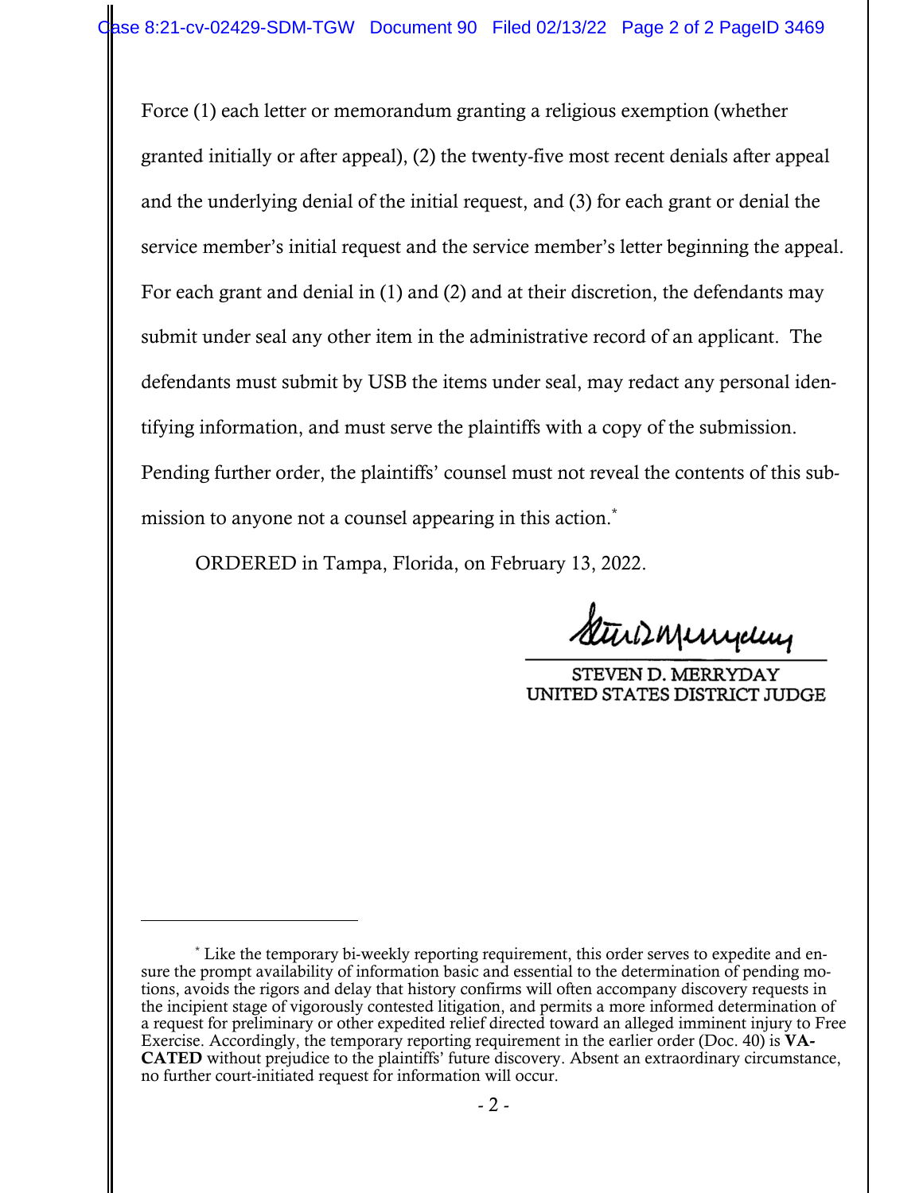Force (1) each letter or memorandum granting a religious exemption (whether granted initially or after appeal), (2) the twenty-five most recent denials after appeal and the underlying denial of the initial request, and (3) for each grant or denial the service member's initial request and the service member's letter beginning the appeal. For each grant and denial in (1) and (2) and at their discretion, the defendants may submit under seal any other item in the administrative record of an applicant. The defendants must submit by USB the items under seal, may redact any personal identifying information, and must serve the plaintiffs with a copy of the submission. Pending further order, the plaintiffs' counsel must not reveal the contents of this submission to anyone not a counsel appearing in this action.*

ORDERED in Tampa, Florida, on February 13, 2022.

STEVEN D. MERRYDAY
UNITED STATES DISTRICT JUDGE

---

* Like the temporary bi-weekly reporting requirement, this order serves to expedite and ensure the prompt availability of information basic and essential to the determination of pending motions, avoids the rigors and delay that history confirms will often accompany discovery requests in the incipient stage of vigorously contested litigation, and permits a more informed determination of a request for preliminary or other expedited relief directed toward an alleged imminent injury to Free Exercise. Accordingly, the temporary reporting requirement in the earlier order (Doc. 40) is **VACATED** without prejudice to the plaintiffs' future discovery. Absent an extraordinary circumstance, no further court-initiated request for information will occur.